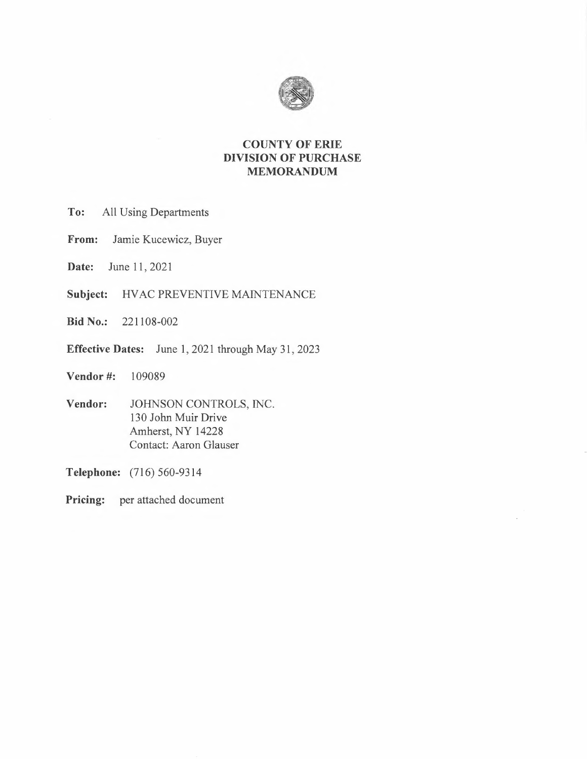# COUNTY OF ERIE
## DIVISION OF PURCHASE
## MEMORANDUM

**To:** All Using Departments

**From:** Jamie Kucewicz, Buyer

**Date:** June 11, 2021

**Subject:** HVAC PREVENTIVE MAINTENANCE

**Bid No.:** 221108-002

**Effective Dates:** June 1, 2021 through May 31, 2023

**Vendor #:** 109089

**Vendor:** JOHNSON CONTROLS, INC.
130 John Muir Drive
Amherst, NY 14228
Contact: Aaron Glauser

**Telephone:** (716) 560-9314

**Pricing:** per attached document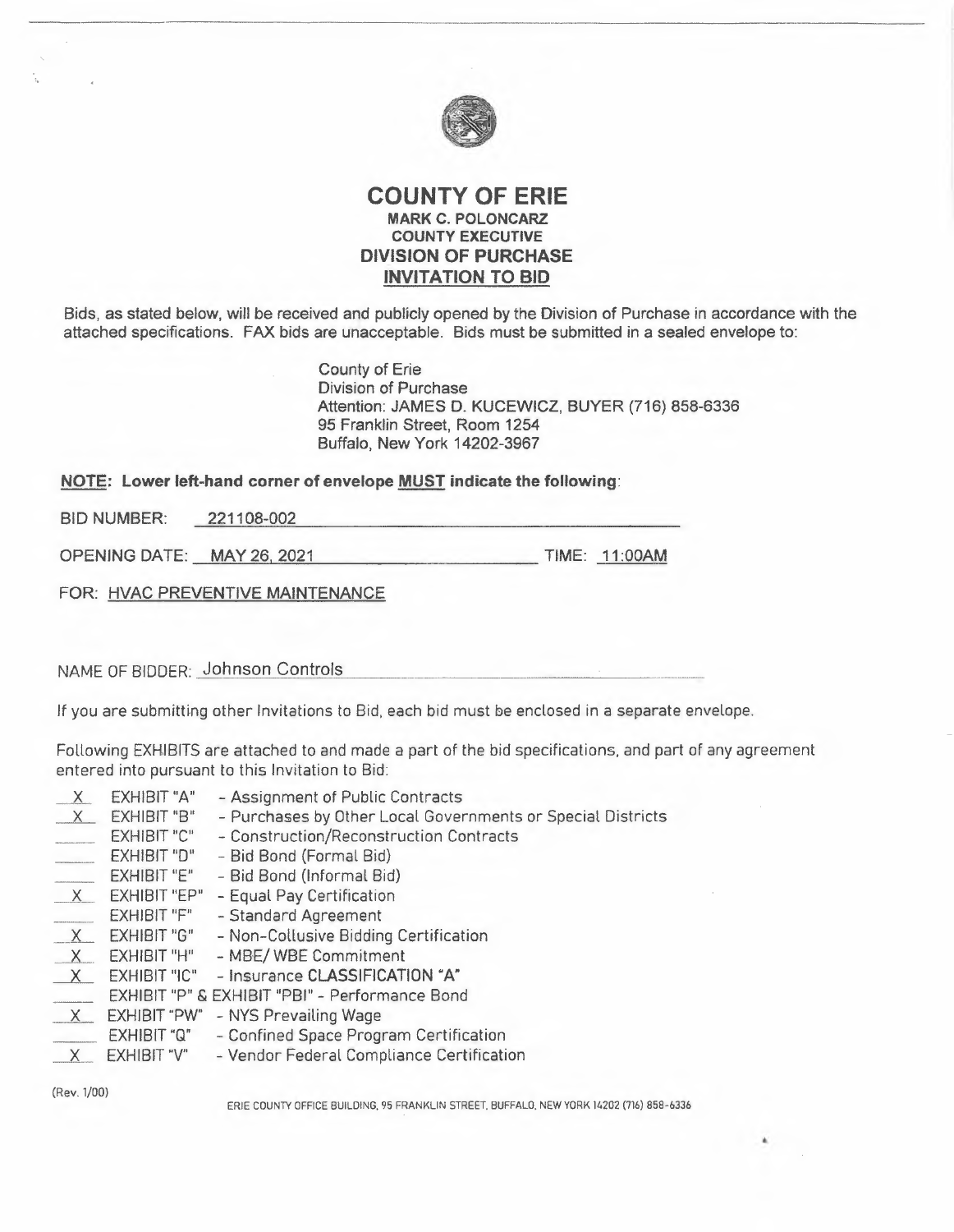# COUNTY OF ERIE

**MARK C. POLONCARZ**
**COUNTY EXECUTIVE**

## DIVISION OF PURCHASE

## INVITATION TO BID

Bids, as stated below, will be received and publicly opened by the Division of Purchase in accordance with the attached specifications. FAX bids are unacceptable. Bids must be submitted in a sealed envelope to:

County of Erie
Division of Purchase
Attention: JAMES D. KUCEWICZ, BUYER (716) 858-6336
95 Franklin Street, Room 1254
Buffalo, New York 14202-3967

**NOTE: Lower left-hand corner of envelope MUST indicate the following:**

BID NUMBER: 221108-002

OPENING DATE: MAY 26, 2021 TIME: 11:00AM

FOR: HVAC PREVENTIVE MAINTENANCE

NAME OF BIDDER: Johnson Controls

If you are submitting other Invitations to Bid, each bid must be enclosed in a separate envelope.

Following EXHIBITS are attached to and made a part of the bid specifications, and part of any agreement entered into pursuant to this Invitation to Bid:

| | | |
|---|---|---|
| X | EXHIBIT "A" | - Assignment of Public Contracts |
| X | EXHIBIT "B" | - Purchases by Other Local Governments or Special Districts |
| | EXHIBIT "C" | - Construction/Reconstruction Contracts |
| | EXHIBIT "D" | - Bid Bond (Formal Bid) |
| | EXHIBIT "E" | - Bid Bond (Informal Bid) |
| X | EXHIBIT "EP" | - Equal Pay Certification |
| | EXHIBIT "F" | - Standard Agreement |
| X | EXHIBIT "G" | - Non-Collusive Bidding Certification |
| X | EXHIBIT "H" | - MBE/ WBE Commitment |
| X | EXHIBIT "IC" | - Insurance CLASSIFICATION "A" |
| | EXHIBIT "P" & EXHIBIT "PBI" | - Performance Bond |
| X | EXHIBIT "PW" | - NYS Prevailing Wage |
| | EXHIBIT "Q" | - Confined Space Program Certification |
| X | EXHIBIT "V" | - Vendor Federal Compliance Certification |

(Rev. 1/00)

ERIE COUNTY OFFICE BUILDING, 95 FRANKLIN STREET, BUFFALO, NEW YORK 14202 (716) 858-6336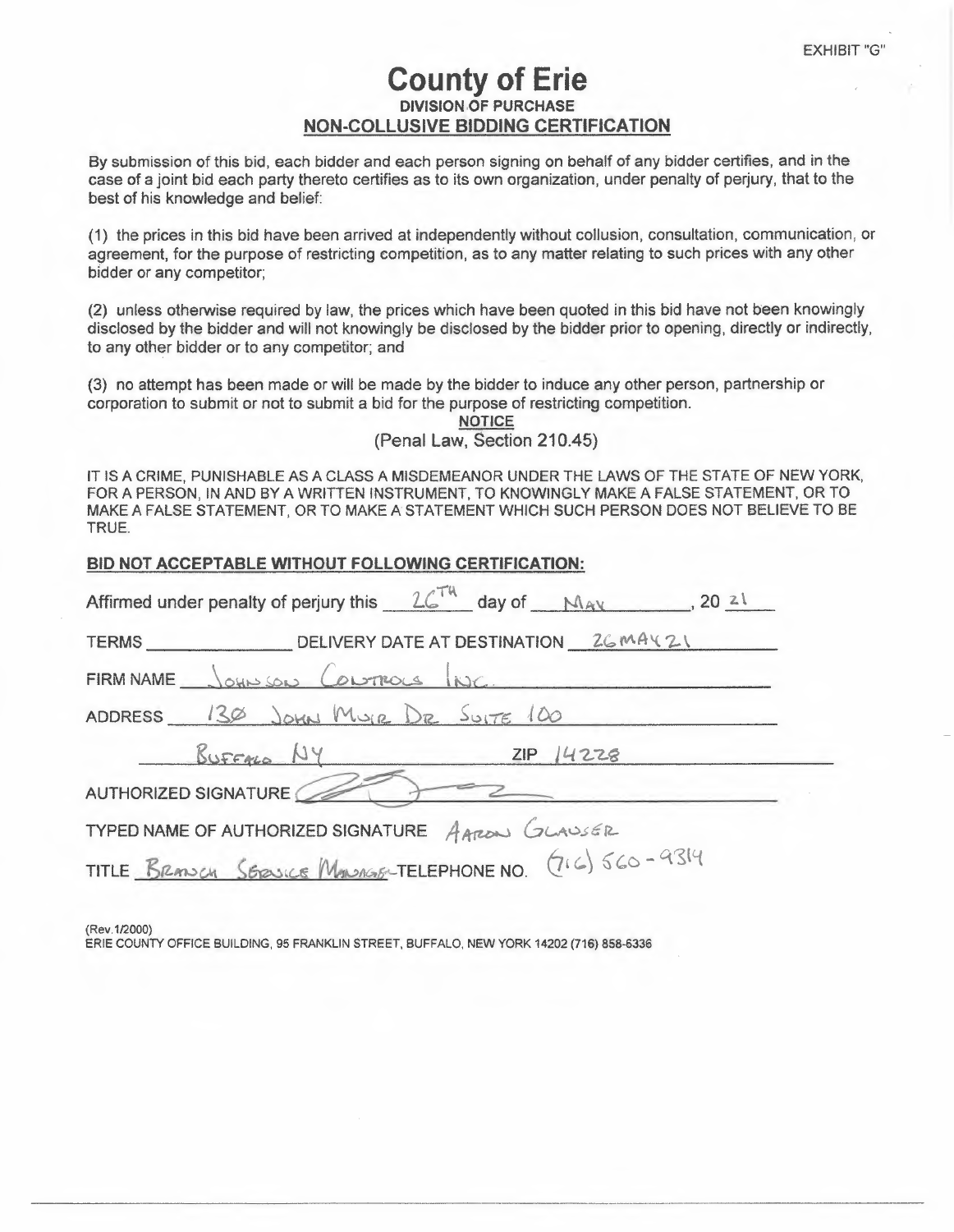EXHIBIT "G"

# County of Erie

**DIVISION OF PURCHASE**

## NON-COLLUSIVE BIDDING CERTIFICATION

By submission of this bid, each bidder and each person signing on behalf of any bidder certifies, and in the case of a joint bid each party thereto certifies as to its own organization, under penalty of perjury, that to the best of his knowledge and belief:

(1) the prices in this bid have been arrived at independently without collusion, consultation, communication, or agreement, for the purpose of restricting competition, as to any matter relating to such prices with any other bidder or any competitor;

(2) unless otherwise required by law, the prices which have been quoted in this bid have not been knowingly disclosed by the bidder and will not knowingly be disclosed by the bidder prior to opening, directly or indirectly, to any other bidder or to any competitor; and

(3) no attempt has been made or will be made by the bidder to induce any other person, partnership or corporation to submit or not to submit a bid for the purpose of restricting competition.

**NOTICE**

(Penal Law, Section 210.45)

IT IS A CRIME, PUNISHABLE AS A CLASS A MISDEMEANOR UNDER THE LAWS OF THE STATE OF NEW YORK, FOR A PERSON, IN AND BY A WRITTEN INSTRUMENT, TO KNOWINGLY MAKE A FALSE STATEMENT, OR TO MAKE A FALSE STATEMENT, OR TO MAKE A STATEMENT WHICH SUCH PERSON DOES NOT BELIEVE TO BE TRUE.

**BID NOT ACCEPTABLE WITHOUT FOLLOWING CERTIFICATION:**

Affirmed under penalty of perjury this 26TH day of MAY, 20 21

TERMS ______ DELIVERY DATE AT DESTINATION 26MAY21

FIRM NAME Johnson Controls Inc.

ADDRESS 130 John Muir Dr Suite 100

Buffalo NY ZIP 14228

AUTHORIZED SIGNATURE [signature]

TYPED NAME OF AUTHORIZED SIGNATURE Aaron Glauser

TITLE Branch Service Manager TELEPHONE NO. (716) 560-9314

(Rev.1/2000)

ERIE COUNTY OFFICE BUILDING, 95 FRANKLIN STREET, BUFFALO, NEW YORK 14202 (716) 858-6336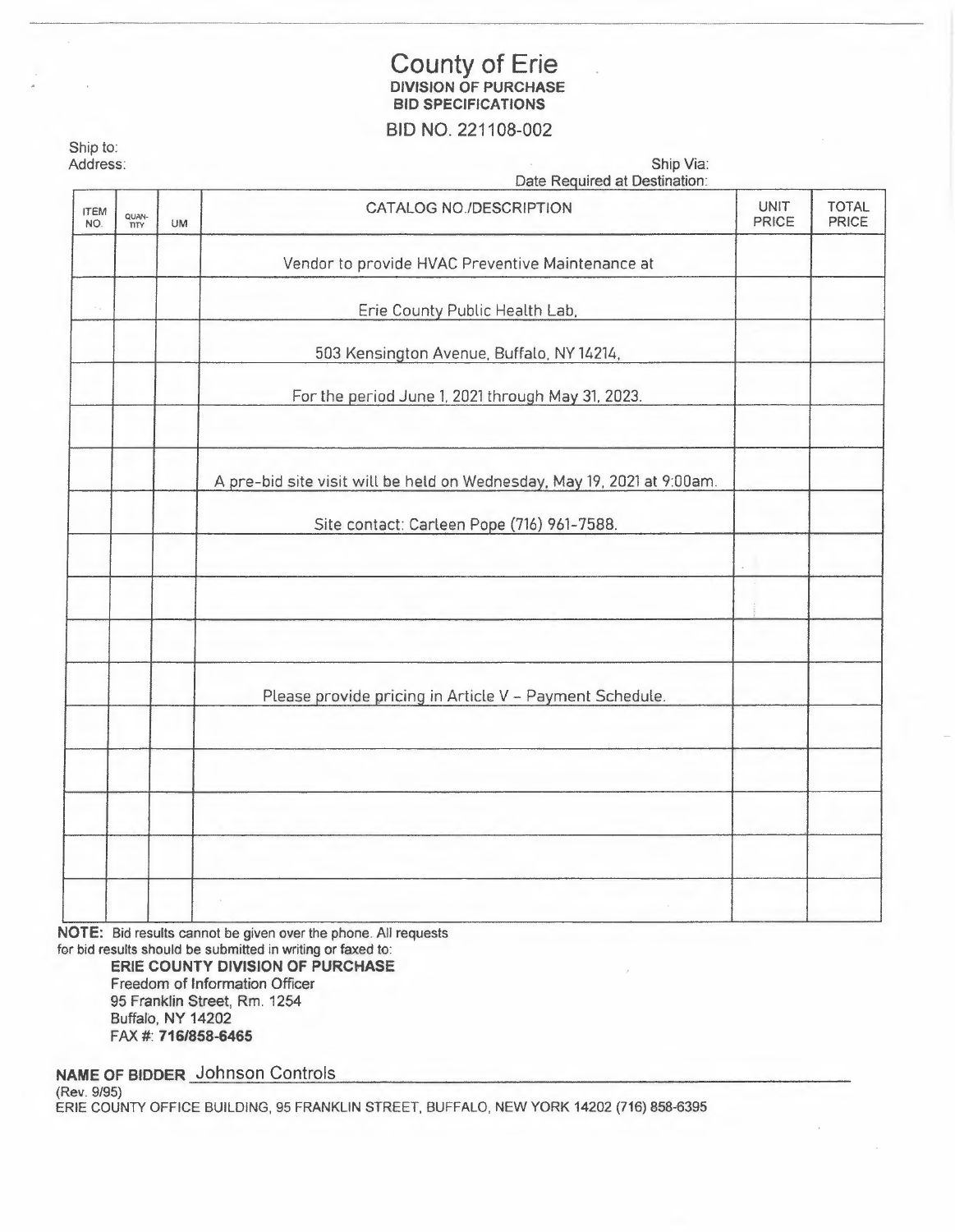# County of Erie
## DIVISION OF PURCHASE
## BID SPECIFICATIONS

BID NO. 221108-002

Ship to:
Address:

Ship Via:
Date Required at Destination:

| ITEM NO. | QUANTITY | UM | CATALOG NO./DESCRIPTION | UNIT PRICE | TOTAL PRICE |
|---|---|---|---|---|---|
| | | | Vendor to provide HVAC Preventive Maintenance at | | |
| | | | Erie County Public Health Lab, | | |
| | | | 503 Kensington Avenue, Buffalo, NY 14214, | | |
| | | | For the period June 1, 2021 through May 31, 2023. | | |
| | | | | | |
| | | | A pre-bid site visit will be held on Wednesday, May 19, 2021 at 9:00am. | | |
| | | | Site contact: Carleen Pope (716) 961-7588. | | |
| | | | | | |
| | | | | | |
| | | | | | |
| | | | Please provide pricing in Article V – Payment Schedule. | | |
| | | | | | |
| | | | | | |
| | | | | | |
| | | | | | |
| | | | | | |

**NOTE:** Bid results cannot be given over the phone. All requests for bid results should be submitted in writing or faxed to:

**ERIE COUNTY DIVISION OF PURCHASE**
Freedom of Information Officer
95 Franklin Street, Rm. 1254
Buffalo, NY 14202
FAX #: **716/858-6465**

**NAME OF BIDDER** Johnson Controls

(Rev. 9/95)
ERIE COUNTY OFFICE BUILDING, 95 FRANKLIN STREET, BUFFALO, NEW YORK 14202 (716) 858-6395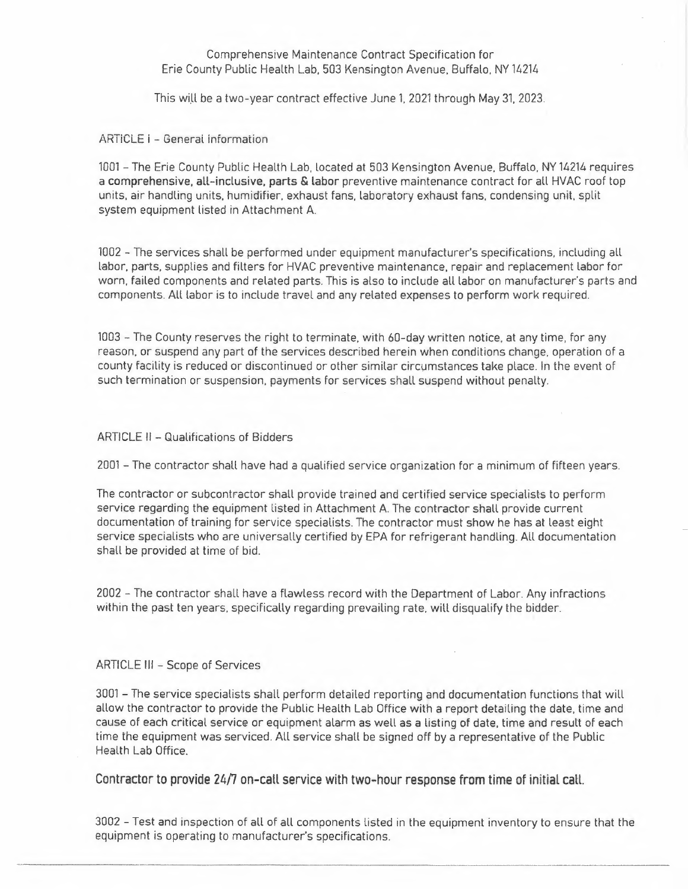Comprehensive Maintenance Contract Specification for
Erie County Public Health Lab, 503 Kensington Avenue, Buffalo, NY 14214

This will be a two-year contract effective June 1, 2021 through May 31, 2023.

## ARTICLE I – General Information

1001 – The Erie County Public Health Lab, located at 503 Kensington Avenue, Buffalo, NY 14214 requires a **comprehensive, all-inclusive, parts & labor** preventive maintenance contract for all HVAC roof top units, air handling units, humidifier, exhaust fans, laboratory exhaust fans, condensing unit, split system equipment listed in Attachment A.

1002 – The services shall be performed under equipment manufacturer's specifications, including all labor, parts, supplies and filters for HVAC preventive maintenance, repair and replacement labor for worn, failed components and related parts. This is also to include all labor on manufacturer's parts and components. All labor is to include travel and any related expenses to perform work required.

1003 – The County reserves the right to terminate, with 60-day written notice, at any time, for any reason, or suspend any part of the services described herein when conditions change, operation of a county facility is reduced or discontinued or other similar circumstances take place. In the event of such termination or suspension, payments for services shall suspend without penalty.

## ARTICLE II – Qualifications of Bidders

2001 – The contractor shall have had a qualified service organization for a minimum of fifteen years.

The contractor or subcontractor shall provide trained and certified service specialists to perform service regarding the equipment listed in Attachment A. The contractor shall provide current documentation of training for service specialists. The contractor must show he has at least eight service specialists who are universally certified by EPA for refrigerant handling. All documentation shall be provided at time of bid.

2002 – The contractor shall have a flawless record with the Department of Labor. Any infractions within the past ten years, specifically regarding prevailing rate, will disqualify the bidder.

## ARTICLE III – Scope of Services

3001 – The service specialists shall perform detailed reporting and documentation functions that will allow the contractor to provide the Public Health Lab Office with a report detailing the date, time and cause of each critical service or equipment alarm as well as a listing of date, time and result of each time the equipment was serviced. All service shall be signed off by a representative of the Public Health Lab Office.

**Contractor to provide 24/7 on-call service with two-hour response from time of initial call.**

3002 – Test and inspection of all of all components listed in the equipment inventory to ensure that the equipment is operating to manufacturer's specifications.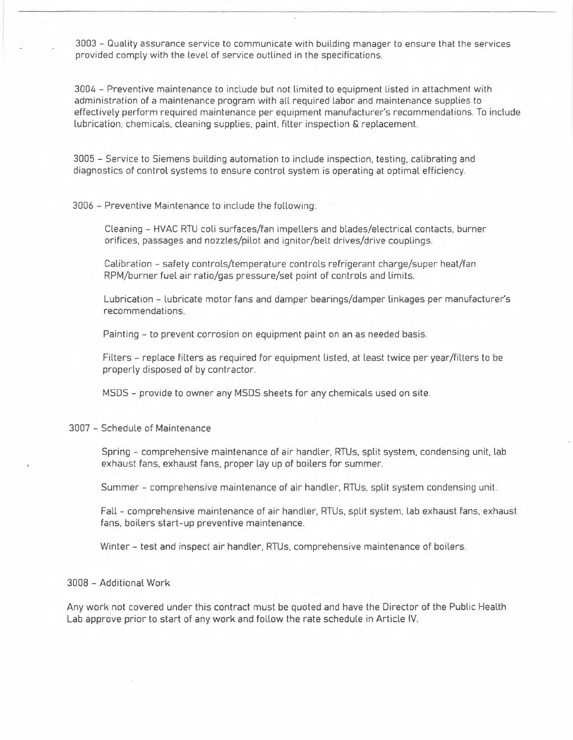3003 – Quality assurance service to communicate with building manager to ensure that the services provided comply with the level of service outlined in the specifications.

3004 – Preventive maintenance to include but not limited to equipment listed in attachment with administration of a maintenance program with all required labor and maintenance supplies to effectively perform required maintenance per equipment manufacturer's recommendations. To include lubrication, chemicals, cleaning supplies, paint, filter inspection & replacement.

3005 – Service to Siemens building automation to include inspection, testing, calibrating and diagnostics of control systems to ensure control system is operating at optimal efficiency.

3006 – Preventive Maintenance to include the following:

Cleaning – HVAC RTU coli surfaces/fan impellers and blades/electrical contacts, burner orifices, passages and nozzles/pilot and ignitor/belt drives/drive couplings.

Calibration – safety controls/temperature controls refrigerant charge/super heat/fan RPM/burner fuel air ratio/gas pressure/set point of controls and limits.

Lubrication – lubricate motor fans and damper bearings/damper linkages per manufacturer's recommendations.

Painting – to prevent corrosion on equipment paint on an as needed basis.

Filters – replace filters as required for equipment listed, at least twice per year/filters to be properly disposed of by contractor.

MSDS – provide to owner any MSDS sheets for any chemicals used on site.

3007 – Schedule of Maintenance

Spring – comprehensive maintenance of air handler, RTUs, split system, condensing unit, lab exhaust fans, exhaust fans, proper lay up of boilers for summer.

Summer – comprehensive maintenance of air handler, RTUs, split system condensing unit.

Fall – comprehensive maintenance of air handler, RTUs, split system, lab exhaust fans, exhaust fans, boilers start-up preventive maintenance.

Winter – test and inspect air handler, RTUs, comprehensive maintenance of boilers.

3008 – Additional Work

Any work not covered under this contract must be quoted and have the Director of the Public Health Lab approve prior to start of any work and follow the rate schedule in Article IV.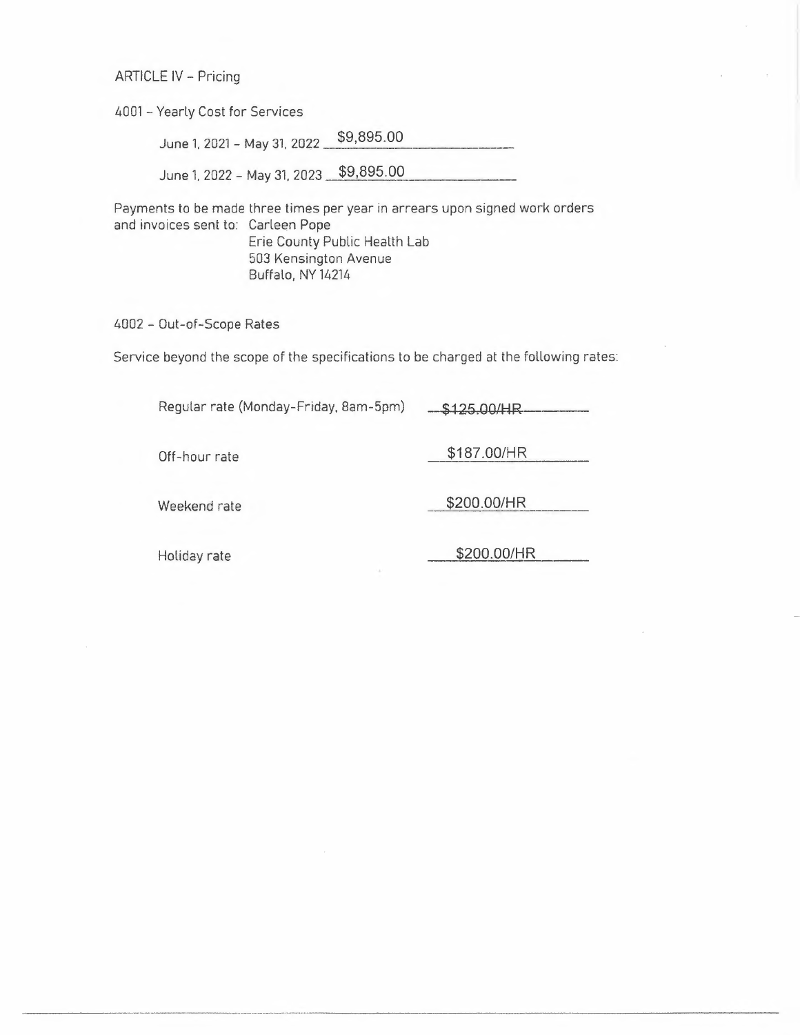ARTICLE IV – Pricing

4001 – Yearly Cost for Services

June 1, 2021 – May 31, 2022 $9,895.00

June 1, 2022 – May 31, 2023 $9,895.00

Payments to be made three times per year in arrears upon signed work orders and invoices sent to: Carleen Pope
Erie County Public Health Lab
503 Kensington Avenue
Buffalo, NY 14214

4002 – Out-of-Scope Rates

Service beyond the scope of the specifications to be charged at the following rates:

| Rate | Amount |
|---|---|
| Regular rate (Monday-Friday, 8am-5pm) | ~~$125.00/HR~~ |
| Off-hour rate | $187.00/HR |
| Weekend rate | $200.00/HR |
| Holiday rate | $200.00/HR |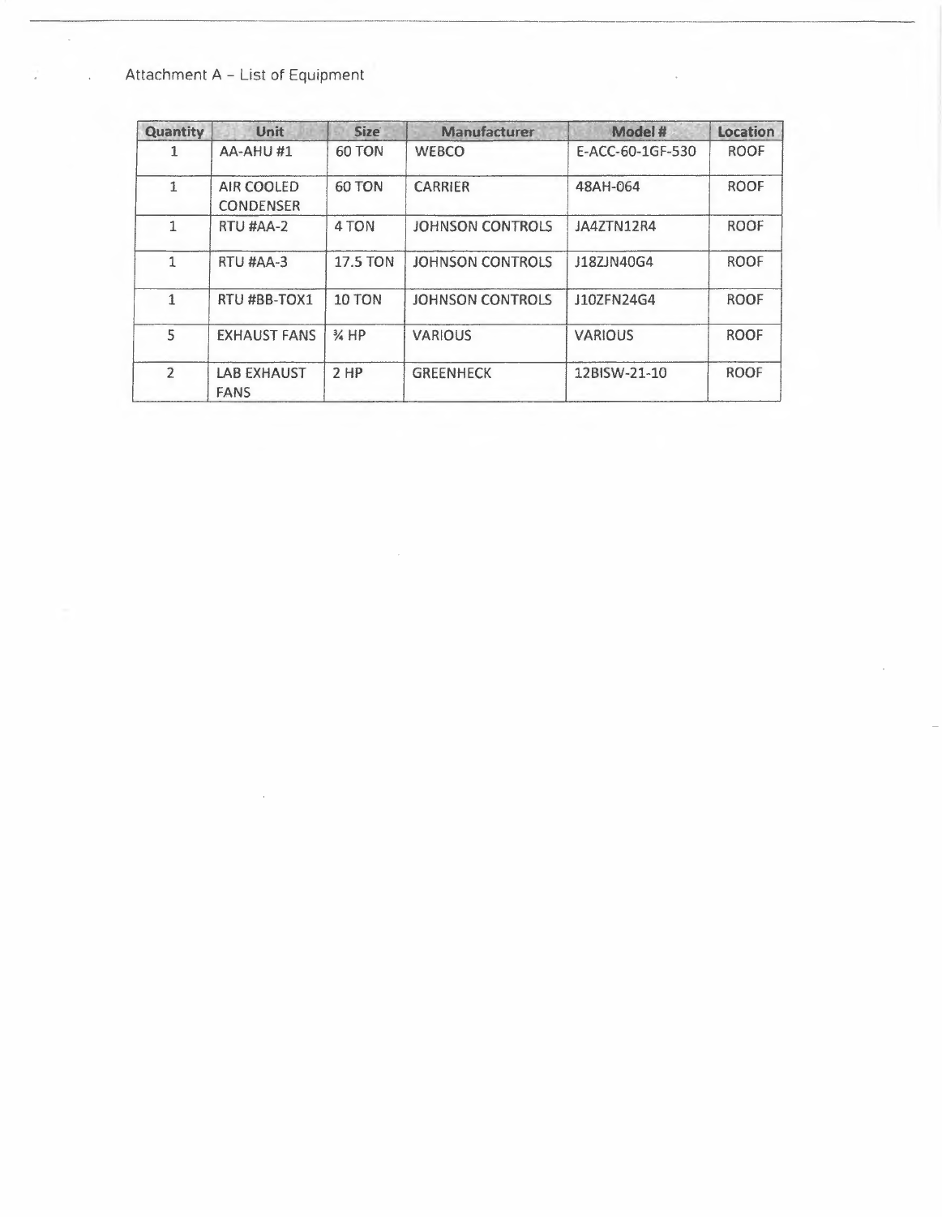Attachment A – List of Equipment

| Quantity | Unit | Size | Manufacturer | Model # | Location |
|---|---|---|---|---|---|
| 1 | AA-AHU #1 | 60 TON | WEBCO | E-ACC-60-1GF-530 | ROOF |
| 1 | AIR COOLED CONDENSER | 60 TON | CARRIER | 48AH-064 | ROOF |
| 1 | RTU #AA-2 | 4 TON | JOHNSON CONTROLS | JA4ZTN12R4 | ROOF |
| 1 | RTU #AA-3 | 17.5 TON | JOHNSON CONTROLS | J18ZJN40G4 | ROOF |
| 1 | RTU #BB-TOX1 | 10 TON | JOHNSON CONTROLS | J10ZFN24G4 | ROOF |
| 5 | EXHAUST FANS | ¾ HP | VARIOUS | VARIOUS | ROOF |
| 2 | LAB EXHAUST FANS | 2 HP | GREENHECK | 12BISW-21-10 | ROOF |